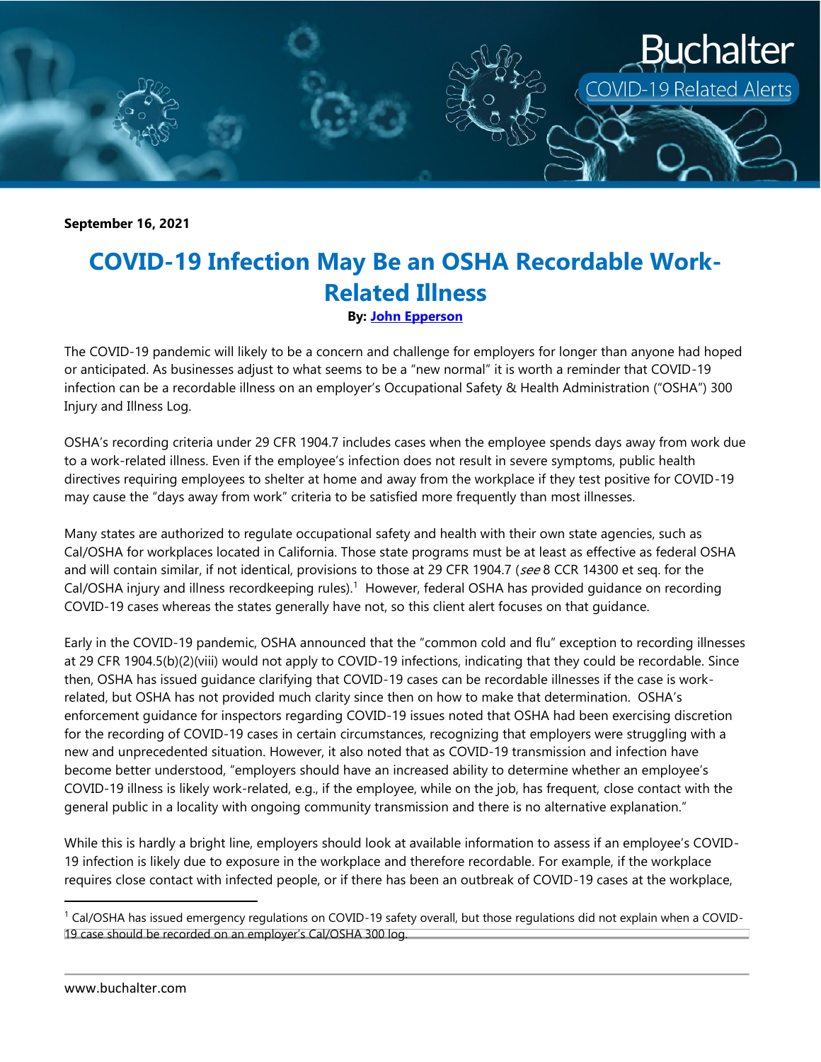**September 16, 2021**

# COVID-19 Infection May Be an OSHA Recordable Work-Related Illness

**By: John Epperson**

The COVID-19 pandemic will likely to be a concern and challenge for employers for longer than anyone had hoped or anticipated. As businesses adjust to what seems to be a "new normal" it is worth a reminder that COVID-19 infection can be a recordable illness on an employer's Occupational Safety & Health Administration ("OSHA") 300 Injury and Illness Log.

OSHA's recording criteria under 29 CFR 1904.7 includes cases when the employee spends days away from work due to a work-related illness. Even if the employee's infection does not result in severe symptoms, public health directives requiring employees to shelter at home and away from the workplace if they test positive for COVID-19 may cause the "days away from work" criteria to be satisfied more frequently than most illnesses.

Many states are authorized to regulate occupational safety and health with their own state agencies, such as Cal/OSHA for workplaces located in California. Those state programs must be at least as effective as federal OSHA and will contain similar, if not identical, provisions to those at 29 CFR 1904.7 (*see* 8 CCR 14300 et seq. for the Cal/OSHA injury and illness recordkeeping rules).[1] However, federal OSHA has provided guidance on recording COVID-19 cases whereas the states generally have not, so this client alert focuses on that guidance.

Early in the COVID-19 pandemic, OSHA announced that the "common cold and flu" exception to recording illnesses at 29 CFR 1904.5(b)(2)(viii) would not apply to COVID-19 infections, indicating that they could be recordable. Since then, OSHA has issued guidance clarifying that COVID-19 cases can be recordable illnesses if the case is work-related, but OSHA has not provided much clarity since then on how to make that determination. OSHA's enforcement guidance for inspectors regarding COVID-19 issues noted that OSHA had been exercising discretion for the recording of COVID-19 cases in certain circumstances, recognizing that employers were struggling with a new and unprecedented situation. However, it also noted that as COVID-19 transmission and infection have become better understood, "employers should have an increased ability to determine whether an employee's COVID-19 illness is likely work-related, e.g., if the employee, while on the job, has frequent, close contact with the general public in a locality with ongoing community transmission and there is no alternative explanation."

While this is hardly a bright line, employers should look at available information to assess if an employee's COVID-19 infection is likely due to exposure in the workplace and therefore recordable. For example, if the workplace requires close contact with infected people, or if there has been an outbreak of COVID-19 cases at the workplace,

---

[1] Cal/OSHA has issued emergency regulations on COVID-19 safety overall, but those regulations did not explain when a COVID-19 case should be recorded on an employer's Cal/OSHA 300 log.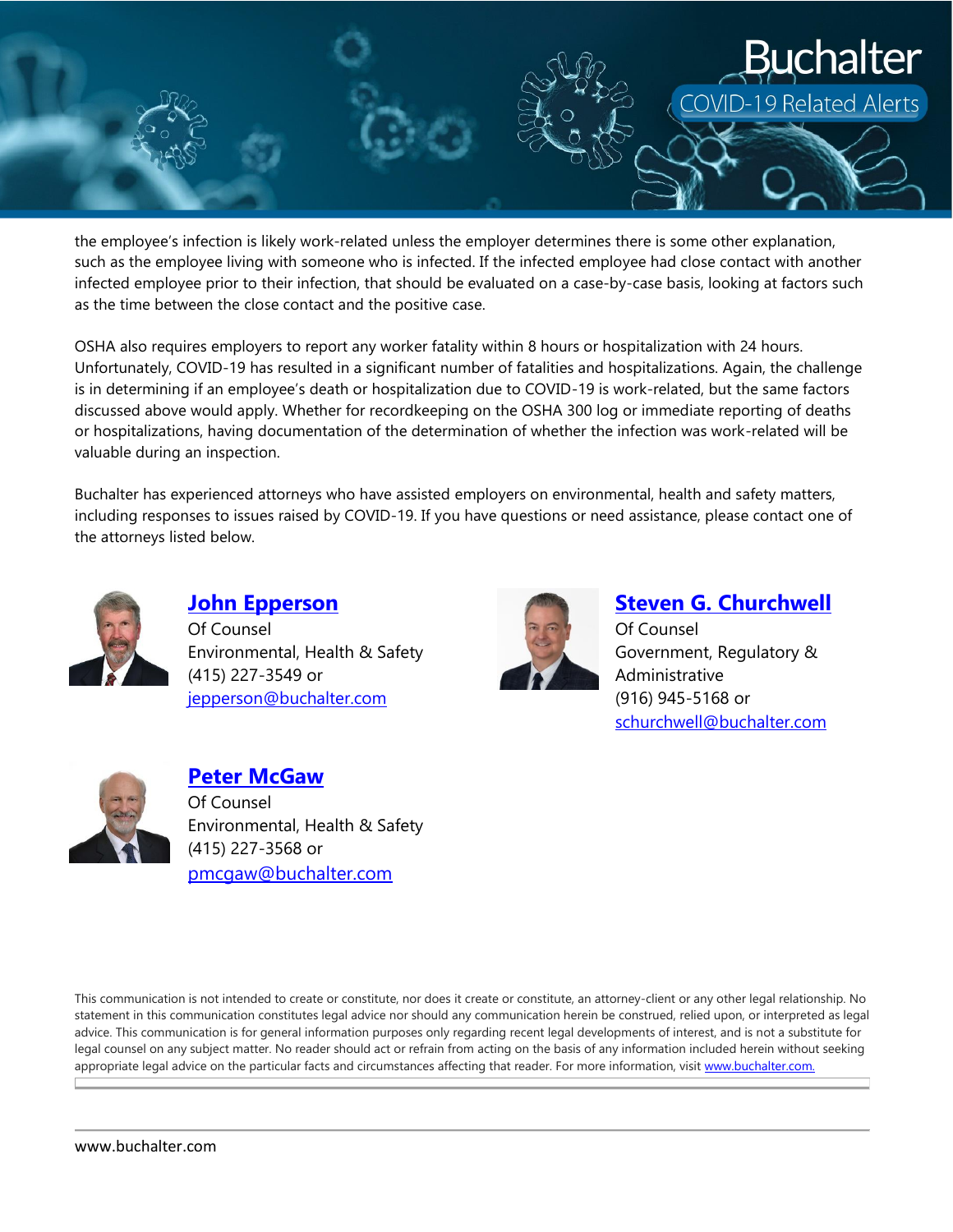the employee's infection is likely work-related unless the employer determines there is some other explanation, such as the employee living with someone who is infected. If the infected employee had close contact with another infected employee prior to their infection, that should be evaluated on a case-by-case basis, looking at factors such as the time between the close contact and the positive case.

OSHA also requires employers to report any worker fatality within 8 hours or hospitalization with 24 hours. Unfortunately, COVID-19 has resulted in a significant number of fatalities and hospitalizations. Again, the challenge is in determining if an employee's death or hospitalization due to COVID-19 is work-related, but the same factors discussed above would apply. Whether for recordkeeping on the OSHA 300 log or immediate reporting of deaths or hospitalizations, having documentation of the determination of whether the infection was work-related will be valuable during an inspection.

Buchalter has experienced attorneys who have assisted employers on environmental, health and safety matters, including responses to issues raised by COVID-19. If you have questions or need assistance, please contact one of the attorneys listed below.

**[John Epperson](#)**
Of Counsel
Environmental, Health & Safety
(415) 227-3549 or
[jepperson@buchalter.com](mailto:jepperson@buchalter.com)

**[Steven G. Churchwell](#)**
Of Counsel
Government, Regulatory & Administrative
(916) 945-5168 or
[schurchwell@buchalter.com](mailto:schurchwell@buchalter.com)

**[Peter McGaw](#)**
Of Counsel
Environmental, Health & Safety
(415) 227-3568 or
[pmcgaw@buchalter.com](mailto:pmcgaw@buchalter.com)

This communication is not intended to create or constitute, nor does it create or constitute, an attorney-client or any other legal relationship. No statement in this communication constitutes legal advice nor should any communication herein be construed, relied upon, or interpreted as legal advice. This communication is for general information purposes only regarding recent legal developments of interest, and is not a substitute for legal counsel on any subject matter. No reader should act or refrain from acting on the basis of any information included herein without seeking appropriate legal advice on the particular facts and circumstances affecting that reader. For more information, visit [www.buchalter.com.](http://www.buchalter.com)